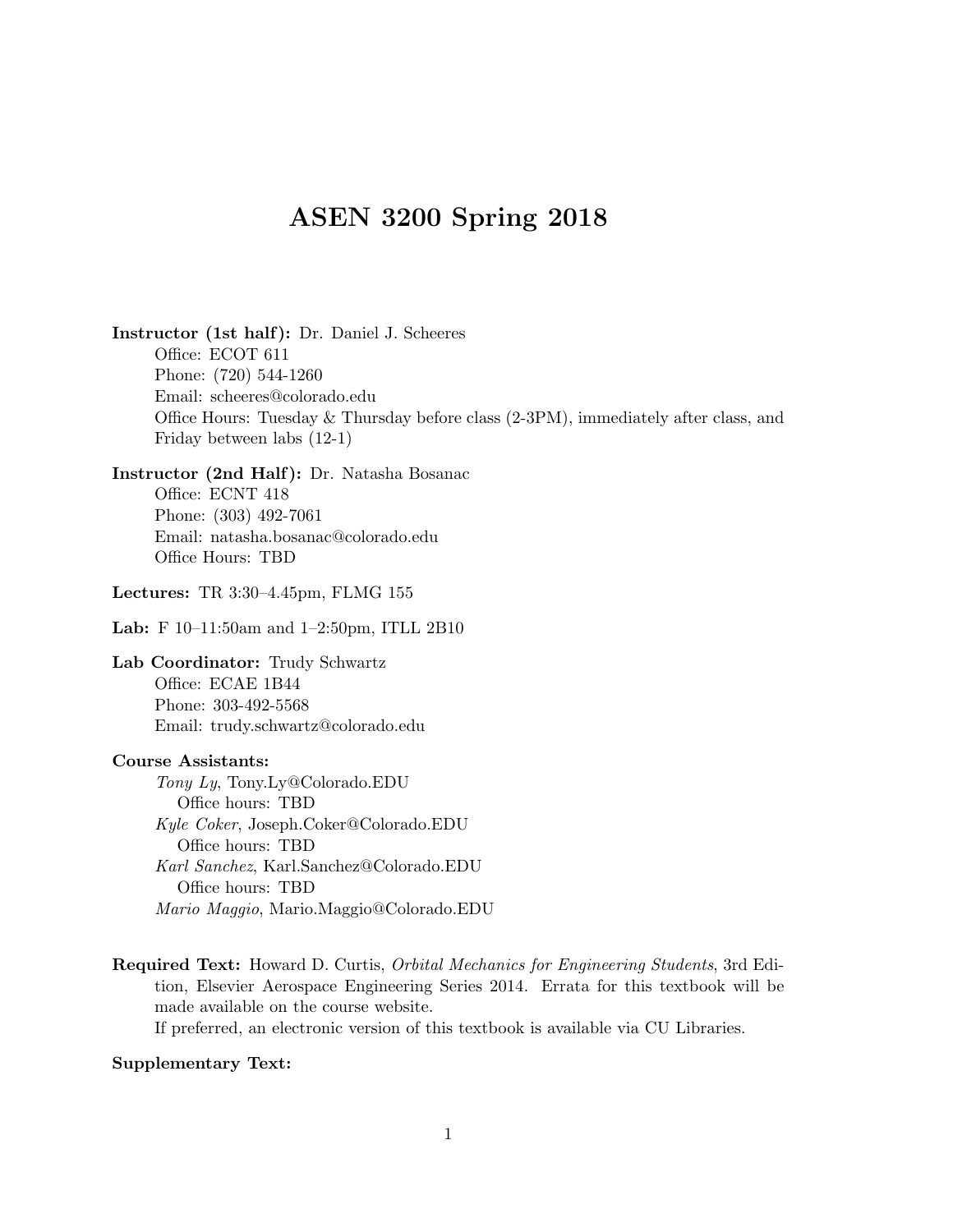# ASEN 3200 Spring 2018

**Instructor (1st half):** Dr. Daniel J. Scheeres
Office: ECOT 611
Phone: (720) 544-1260
Email: scheeres@colorado.edu
Office Hours: Tuesday & Thursday before class (2-3PM), immediately after class, and Friday between labs (12-1)

**Instructor (2nd Half):** Dr. Natasha Bosanac
Office: ECNT 418
Phone: (303) 492-7061
Email: natasha.bosanac@colorado.edu
Office Hours: TBD

**Lectures:** TR 3:30–4.45pm, FLMG 155

**Lab:** F 10–11:50am and 1–2:50pm, ITLL 2B10

**Lab Coordinator:** Trudy Schwartz
Office: ECAE 1B44
Phone: 303-492-5568
Email: trudy.schwartz@colorado.edu

**Course Assistants:**

*Tony Ly*, Tony.Ly@Colorado.EDU
Office hours: TBD

*Kyle Coker*, Joseph.Coker@Colorado.EDU
Office hours: TBD

*Karl Sanchez*, Karl.Sanchez@Colorado.EDU
Office hours: TBD

*Mario Maggio*, Mario.Maggio@Colorado.EDU

**Required Text:** Howard D. Curtis, *Orbital Mechanics for Engineering Students*, 3rd Edition, Elsevier Aerospace Engineering Series 2014. Errata for this textbook will be made available on the course website.
If preferred, an electronic version of this textbook is available via CU Libraries.

**Supplementary Text:**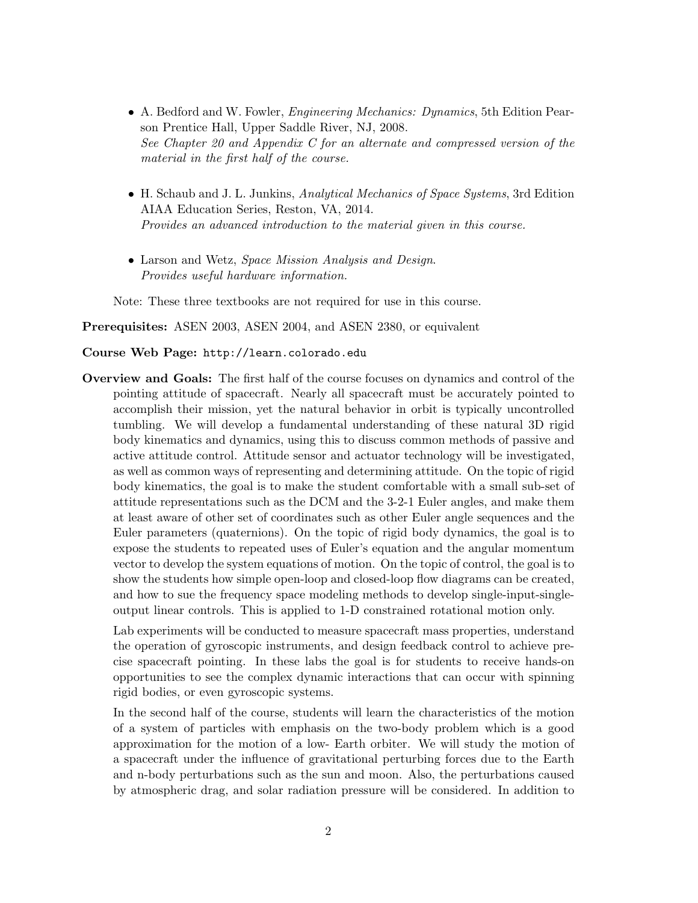- A. Bedford and W. Fowler, *Engineering Mechanics: Dynamics*, 5th Edition Pearson Prentice Hall, Upper Saddle River, NJ, 2008.
  *See Chapter 20 and Appendix C for an alternate and compressed version of the material in the first half of the course.*

- H. Schaub and J. L. Junkins, *Analytical Mechanics of Space Systems*, 3rd Edition AIAA Education Series, Reston, VA, 2014.
  *Provides an advanced introduction to the material given in this course.*

- Larson and Wetz, *Space Mission Analysis and Design*.
  *Provides useful hardware information.*

Note: These three textbooks are not required for use in this course.

**Prerequisites:** ASEN 2003, ASEN 2004, and ASEN 2380, or equivalent

**Course Web Page:** `http://learn.colorado.edu`

**Overview and Goals:** The first half of the course focuses on dynamics and control of the pointing attitude of spacecraft. Nearly all spacecraft must be accurately pointed to accomplish their mission, yet the natural behavior in orbit is typically uncontrolled tumbling. We will develop a fundamental understanding of these natural 3D rigid body kinematics and dynamics, using this to discuss common methods of passive and active attitude control. Attitude sensor and actuator technology will be investigated, as well as common ways of representing and determining attitude. On the topic of rigid body kinematics, the goal is to make the student comfortable with a small sub-set of attitude representations such as the DCM and the 3-2-1 Euler angles, and make them at least aware of other set of coordinates such as other Euler angle sequences and the Euler parameters (quaternions). On the topic of rigid body dynamics, the goal is to expose the students to repeated uses of Euler's equation and the angular momentum vector to develop the system equations of motion. On the topic of control, the goal is to show the students how simple open-loop and closed-loop flow diagrams can be created, and how to sue the frequency space modeling methods to develop single-input-single-output linear controls. This is applied to 1-D constrained rotational motion only.

Lab experiments will be conducted to measure spacecraft mass properties, understand the operation of gyroscopic instruments, and design feedback control to achieve precise spacecraft pointing. In these labs the goal is for students to receive hands-on opportunities to see the complex dynamic interactions that can occur with spinning rigid bodies, or even gyroscopic systems.

In the second half of the course, students will learn the characteristics of the motion of a system of particles with emphasis on the two-body problem which is a good approximation for the motion of a low- Earth orbiter. We will study the motion of a spacecraft under the influence of gravitational perturbing forces due to the Earth and n-body perturbations such as the sun and moon. Also, the perturbations caused by atmospheric drag, and solar radiation pressure will be considered. In addition to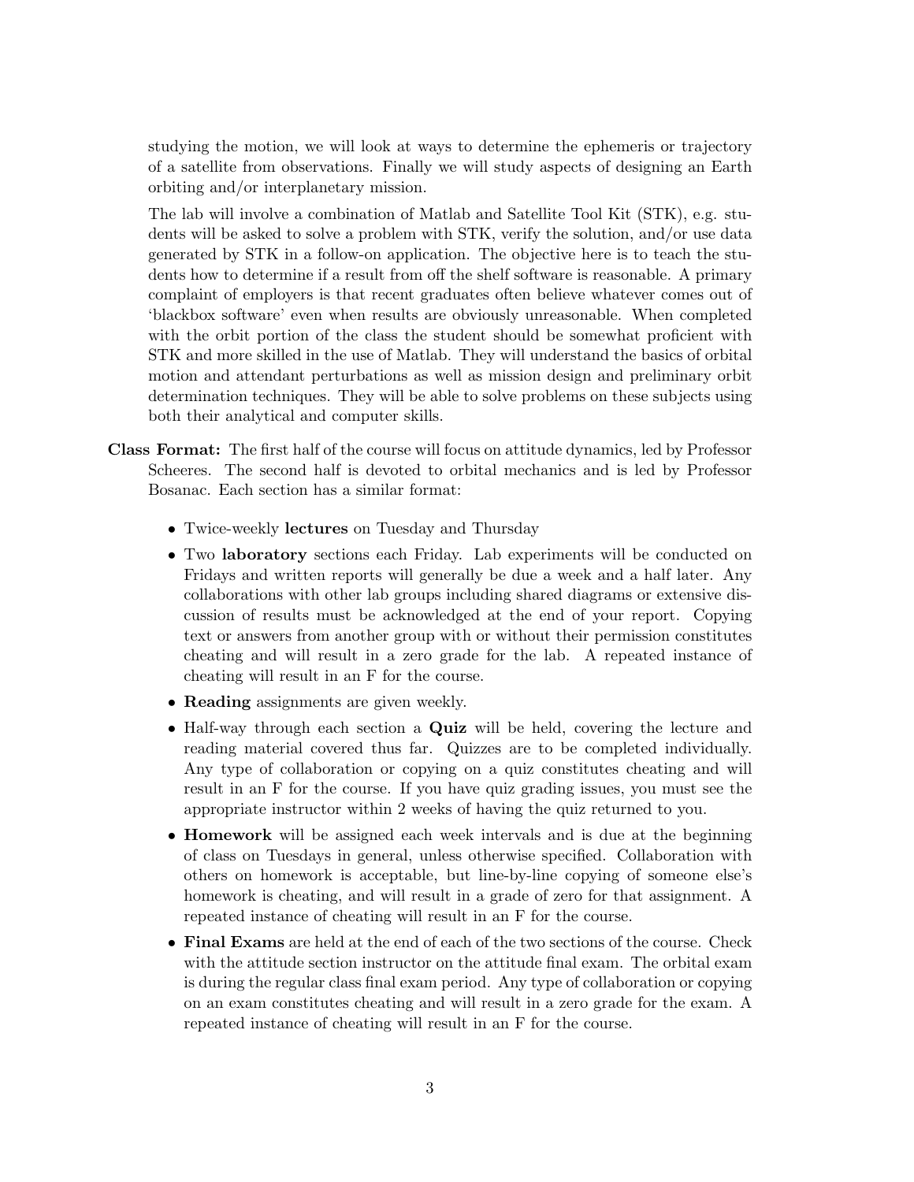studying the motion, we will look at ways to determine the ephemeris or trajectory of a satellite from observations. Finally we will study aspects of designing an Earth orbiting and/or interplanetary mission.

The lab will involve a combination of Matlab and Satellite Tool Kit (STK), e.g. students will be asked to solve a problem with STK, verify the solution, and/or use data generated by STK in a follow-on application. The objective here is to teach the students how to determine if a result from off the shelf software is reasonable. A primary complaint of employers is that recent graduates often believe whatever comes out of 'blackbox software' even when results are obviously unreasonable. When completed with the orbit portion of the class the student should be somewhat proficient with STK and more skilled in the use of Matlab. They will understand the basics of orbital motion and attendant perturbations as well as mission design and preliminary orbit determination techniques. They will be able to solve problems on these subjects using both their analytical and computer skills.

**Class Format:** The first half of the course will focus on attitude dynamics, led by Professor Scheeres. The second half is devoted to orbital mechanics and is led by Professor Bosanac. Each section has a similar format:

- Twice-weekly **lectures** on Tuesday and Thursday
- Two **laboratory** sections each Friday. Lab experiments will be conducted on Fridays and written reports will generally be due a week and a half later. Any collaborations with other lab groups including shared diagrams or extensive discussion of results must be acknowledged at the end of your report. Copying text or answers from another group with or without their permission constitutes cheating and will result in a zero grade for the lab. A repeated instance of cheating will result in an F for the course.
- **Reading** assignments are given weekly.
- Half-way through each section a **Quiz** will be held, covering the lecture and reading material covered thus far. Quizzes are to be completed individually. Any type of collaboration or copying on a quiz constitutes cheating and will result in an F for the course. If you have quiz grading issues, you must see the appropriate instructor within 2 weeks of having the quiz returned to you.
- **Homework** will be assigned each week intervals and is due at the beginning of class on Tuesdays in general, unless otherwise specified. Collaboration with others on homework is acceptable, but line-by-line copying of someone else's homework is cheating, and will result in a grade of zero for that assignment. A repeated instance of cheating will result in an F for the course.
- **Final Exams** are held at the end of each of the two sections of the course. Check with the attitude section instructor on the attitude final exam. The orbital exam is during the regular class final exam period. Any type of collaboration or copying on an exam constitutes cheating and will result in a zero grade for the exam. A repeated instance of cheating will result in an F for the course.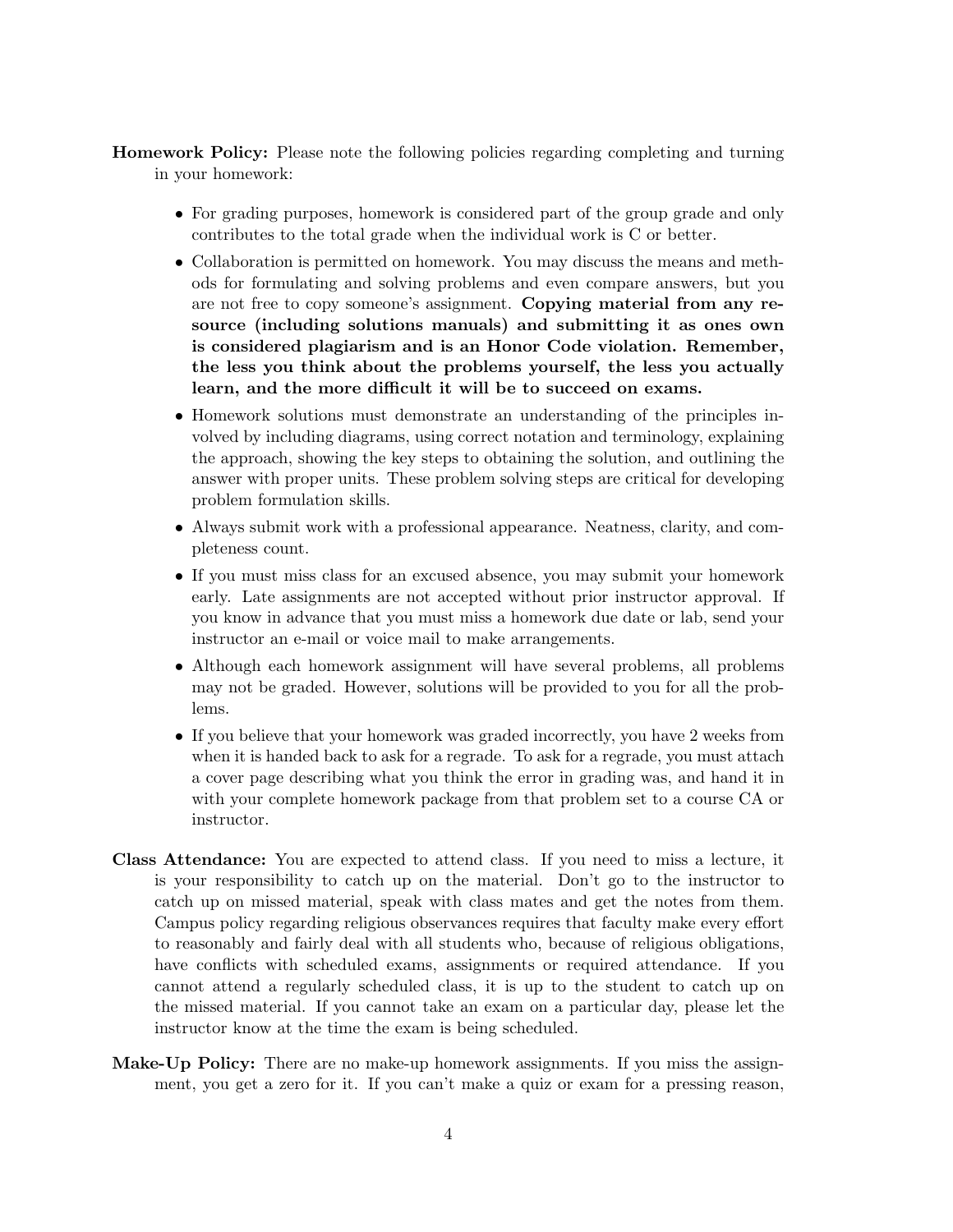**Homework Policy:** Please note the following policies regarding completing and turning in your homework:

- For grading purposes, homework is considered part of the group grade and only contributes to the total grade when the individual work is C or better.
- Collaboration is permitted on homework. You may discuss the means and methods for formulating and solving problems and even compare answers, but you are not free to copy someone's assignment. **Copying material from any resource (including solutions manuals) and submitting it as ones own is considered plagiarism and is an Honor Code violation. Remember, the less you think about the problems yourself, the less you actually learn, and the more difficult it will be to succeed on exams.**
- Homework solutions must demonstrate an understanding of the principles involved by including diagrams, using correct notation and terminology, explaining the approach, showing the key steps to obtaining the solution, and outlining the answer with proper units. These problem solving steps are critical for developing problem formulation skills.
- Always submit work with a professional appearance. Neatness, clarity, and completeness count.
- If you must miss class for an excused absence, you may submit your homework early. Late assignments are not accepted without prior instructor approval. If you know in advance that you must miss a homework due date or lab, send your instructor an e-mail or voice mail to make arrangements.
- Although each homework assignment will have several problems, all problems may not be graded. However, solutions will be provided to you for all the problems.
- If you believe that your homework was graded incorrectly, you have 2 weeks from when it is handed back to ask for a regrade. To ask for a regrade, you must attach a cover page describing what you think the error in grading was, and hand it in with your complete homework package from that problem set to a course CA or instructor.

**Class Attendance:** You are expected to attend class. If you need to miss a lecture, it is your responsibility to catch up on the material. Don't go to the instructor to catch up on missed material, speak with class mates and get the notes from them. Campus policy regarding religious observances requires that faculty make every effort to reasonably and fairly deal with all students who, because of religious obligations, have conflicts with scheduled exams, assignments or required attendance. If you cannot attend a regularly scheduled class, it is up to the student to catch up on the missed material. If you cannot take an exam on a particular day, please let the instructor know at the time the exam is being scheduled.

**Make-Up Policy:** There are no make-up homework assignments. If you miss the assignment, you get a zero for it. If you can't make a quiz or exam for a pressing reason,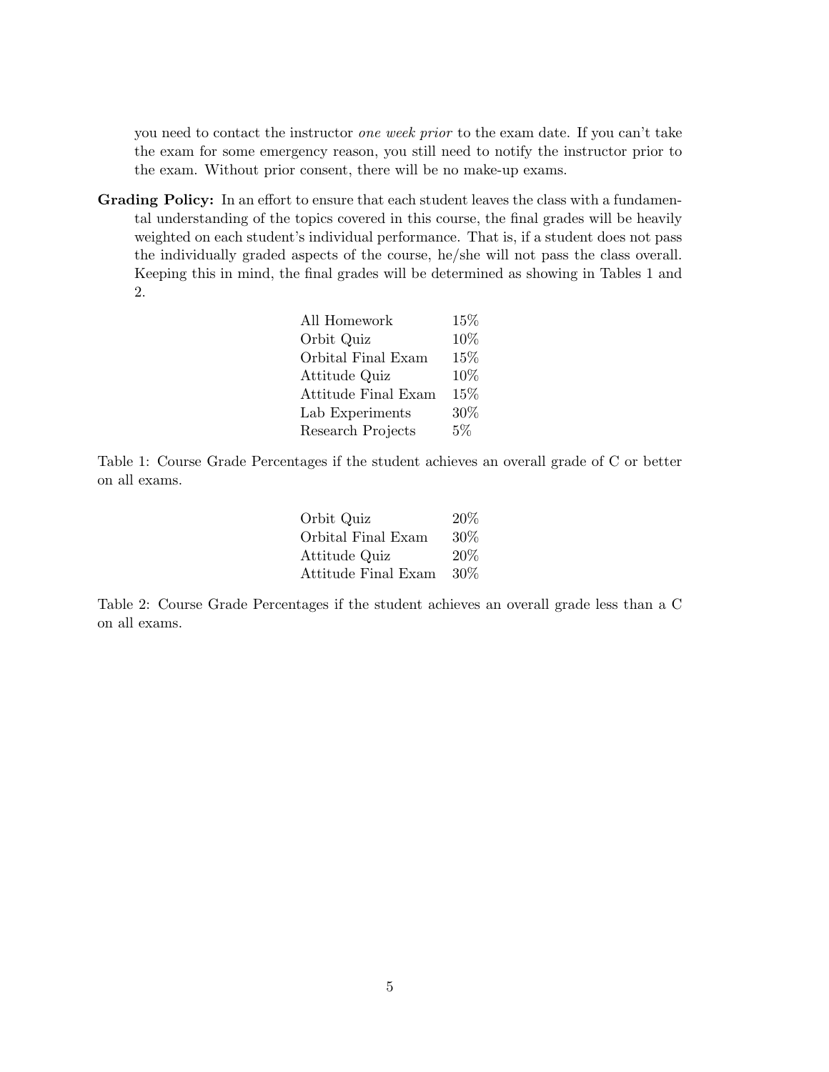you need to contact the instructor *one week prior* to the exam date. If you can't take the exam for some emergency reason, you still need to notify the instructor prior to the exam. Without prior consent, there will be no make-up exams.

**Grading Policy:** In an effort to ensure that each student leaves the class with a fundamental understanding of the topics covered in this course, the final grades will be heavily weighted on each student's individual performance. That is, if a student does not pass the individually graded aspects of the course, he/she will not pass the class overall. Keeping this in mind, the final grades will be determined as showing in Tables 1 and 2.

| | |
|---|---|
| All Homework | 15% |
| Orbit Quiz | 10% |
| Orbital Final Exam | 15% |
| Attitude Quiz | 10% |
| Attitude Final Exam | 15% |
| Lab Experiments | 30% |
| Research Projects | 5% |

Table 1: Course Grade Percentages if the student achieves an overall grade of C or better on all exams.

| | |
|---|---|
| Orbit Quiz | 20% |
| Orbital Final Exam | 30% |
| Attitude Quiz | 20% |
| Attitude Final Exam | 30% |

Table 2: Course Grade Percentages if the student achieves an overall grade less than a C on all exams.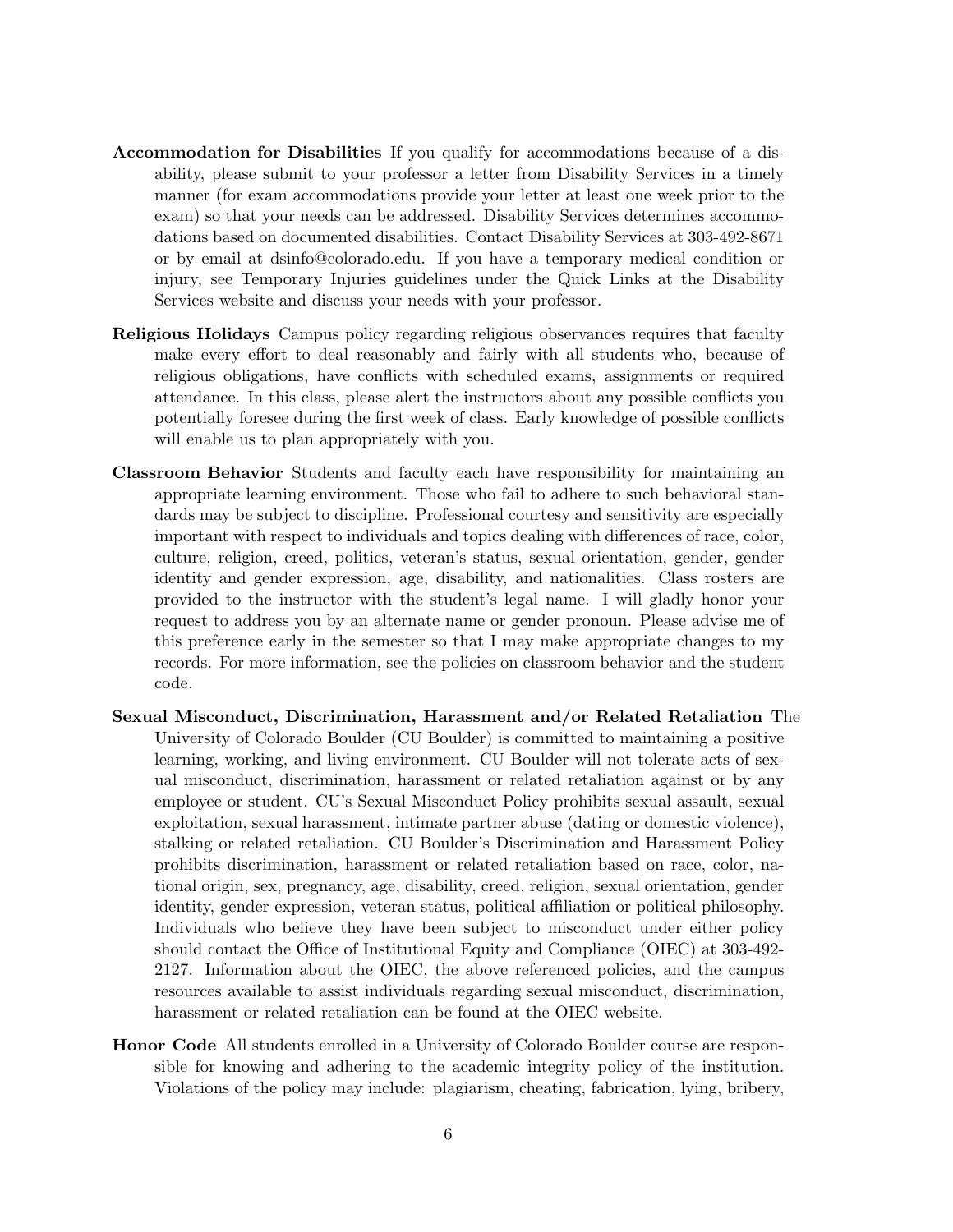**Accommodation for Disabilities** If you qualify for accommodations because of a disability, please submit to your professor a letter from Disability Services in a timely manner (for exam accommodations provide your letter at least one week prior to the exam) so that your needs can be addressed. Disability Services determines accommodations based on documented disabilities. Contact Disability Services at 303-492-8671 or by email at dsinfo@colorado.edu. If you have a temporary medical condition or injury, see Temporary Injuries guidelines under the Quick Links at the Disability Services website and discuss your needs with your professor.

**Religious Holidays** Campus policy regarding religious observances requires that faculty make every effort to deal reasonably and fairly with all students who, because of religious obligations, have conflicts with scheduled exams, assignments or required attendance. In this class, please alert the instructors about any possible conflicts you potentially foresee during the first week of class. Early knowledge of possible conflicts will enable us to plan appropriately with you.

**Classroom Behavior** Students and faculty each have responsibility for maintaining an appropriate learning environment. Those who fail to adhere to such behavioral standards may be subject to discipline. Professional courtesy and sensitivity are especially important with respect to individuals and topics dealing with differences of race, color, culture, religion, creed, politics, veteran's status, sexual orientation, gender, gender identity and gender expression, age, disability, and nationalities. Class rosters are provided to the instructor with the student's legal name. I will gladly honor your request to address you by an alternate name or gender pronoun. Please advise me of this preference early in the semester so that I may make appropriate changes to my records. For more information, see the policies on classroom behavior and the student code.

**Sexual Misconduct, Discrimination, Harassment and/or Related Retaliation** The University of Colorado Boulder (CU Boulder) is committed to maintaining a positive learning, working, and living environment. CU Boulder will not tolerate acts of sexual misconduct, discrimination, harassment or related retaliation against or by any employee or student. CU's Sexual Misconduct Policy prohibits sexual assault, sexual exploitation, sexual harassment, intimate partner abuse (dating or domestic violence), stalking or related retaliation. CU Boulder's Discrimination and Harassment Policy prohibits discrimination, harassment or related retaliation based on race, color, national origin, sex, pregnancy, age, disability, creed, religion, sexual orientation, gender identity, gender expression, veteran status, political affiliation or political philosophy. Individuals who believe they have been subject to misconduct under either policy should contact the Office of Institutional Equity and Compliance (OIEC) at 303-492-2127. Information about the OIEC, the above referenced policies, and the campus resources available to assist individuals regarding sexual misconduct, discrimination, harassment or related retaliation can be found at the OIEC website.

**Honor Code** All students enrolled in a University of Colorado Boulder course are responsible for knowing and adhering to the academic integrity policy of the institution. Violations of the policy may include: plagiarism, cheating, fabrication, lying, bribery,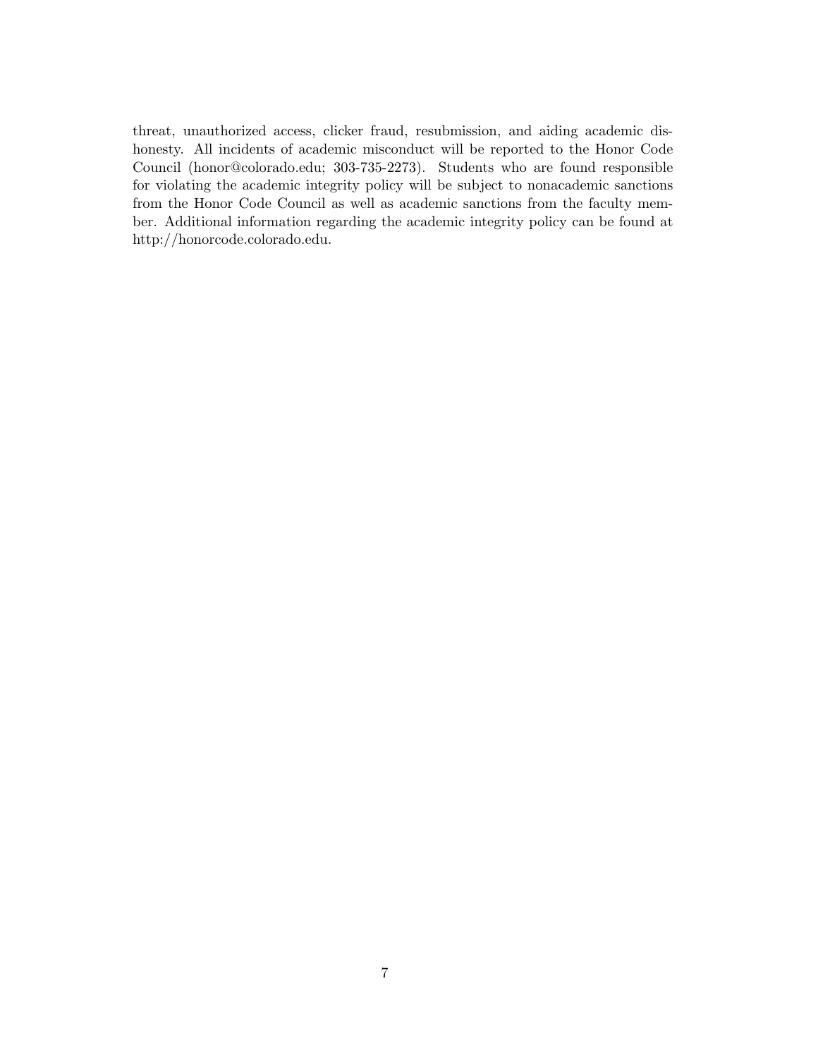threat, unauthorized access, clicker fraud, resubmission, and aiding academic dishonesty. All incidents of academic misconduct will be reported to the Honor Code Council (honor@colorado.edu; 303-735-2273). Students who are found responsible for violating the academic integrity policy will be subject to nonacademic sanctions from the Honor Code Council as well as academic sanctions from the faculty member. Additional information regarding the academic integrity policy can be found at http://honorcode.colorado.edu.